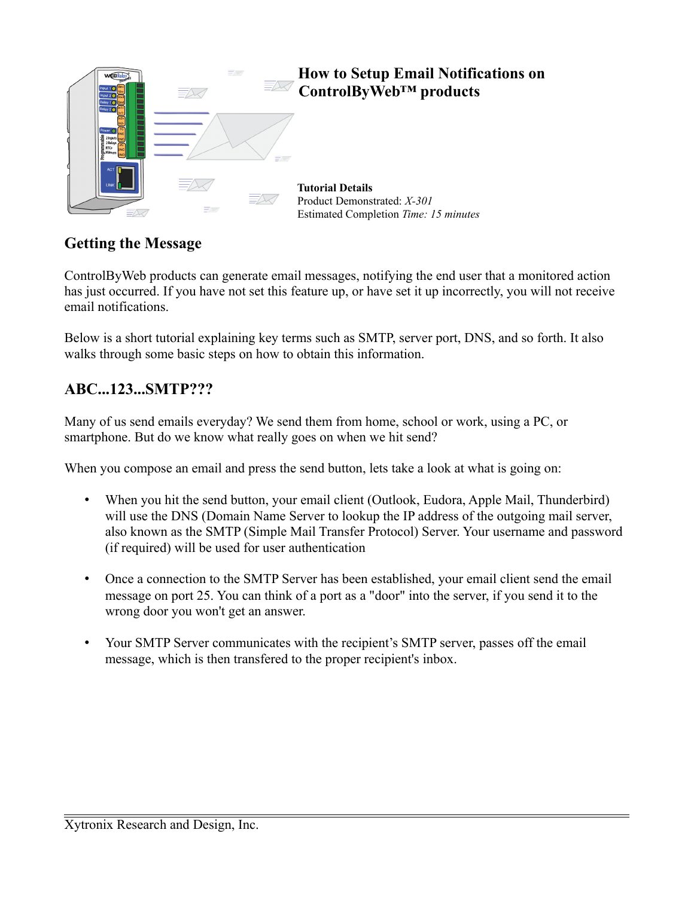# How to Setup Email Notifications on ControlByWeb™ products

**Tutorial Details**
Product Demonstrated: *X-301*
Estimated Completion *Time: 15 minutes*

## Getting the Message

ControlByWeb products can generate email messages, notifying the end user that a monitored action has just occurred. If you have not set this feature up, or have set it up incorrectly, you will not receive email notifications.

Below is a short tutorial explaining key terms such as SMTP, server port, DNS, and so forth. It also walks through some basic steps on how to obtain this information.

## ABC...123...SMTP???

Many of us send emails everyday? We send them from home, school or work, using a PC, or smartphone. But do we know what really goes on when we hit send?

When you compose an email and press the send button, lets take a look at what is going on:

- When you hit the send button, your email client (Outlook, Eudora, Apple Mail, Thunderbird) will use the DNS (Domain Name Server to lookup the IP address of the outgoing mail server, also known as the SMTP (Simple Mail Transfer Protocol) Server. Your username and password (if required) will be used for user authentication

- Once a connection to the SMTP Server has been established, your email client send the email message on port 25. You can think of a port as a "door" into the server, if you send it to the wrong door you won't get an answer.

- Your SMTP Server communicates with the recipient's SMTP server, passes off the email message, which is then transfered to the proper recipient's inbox.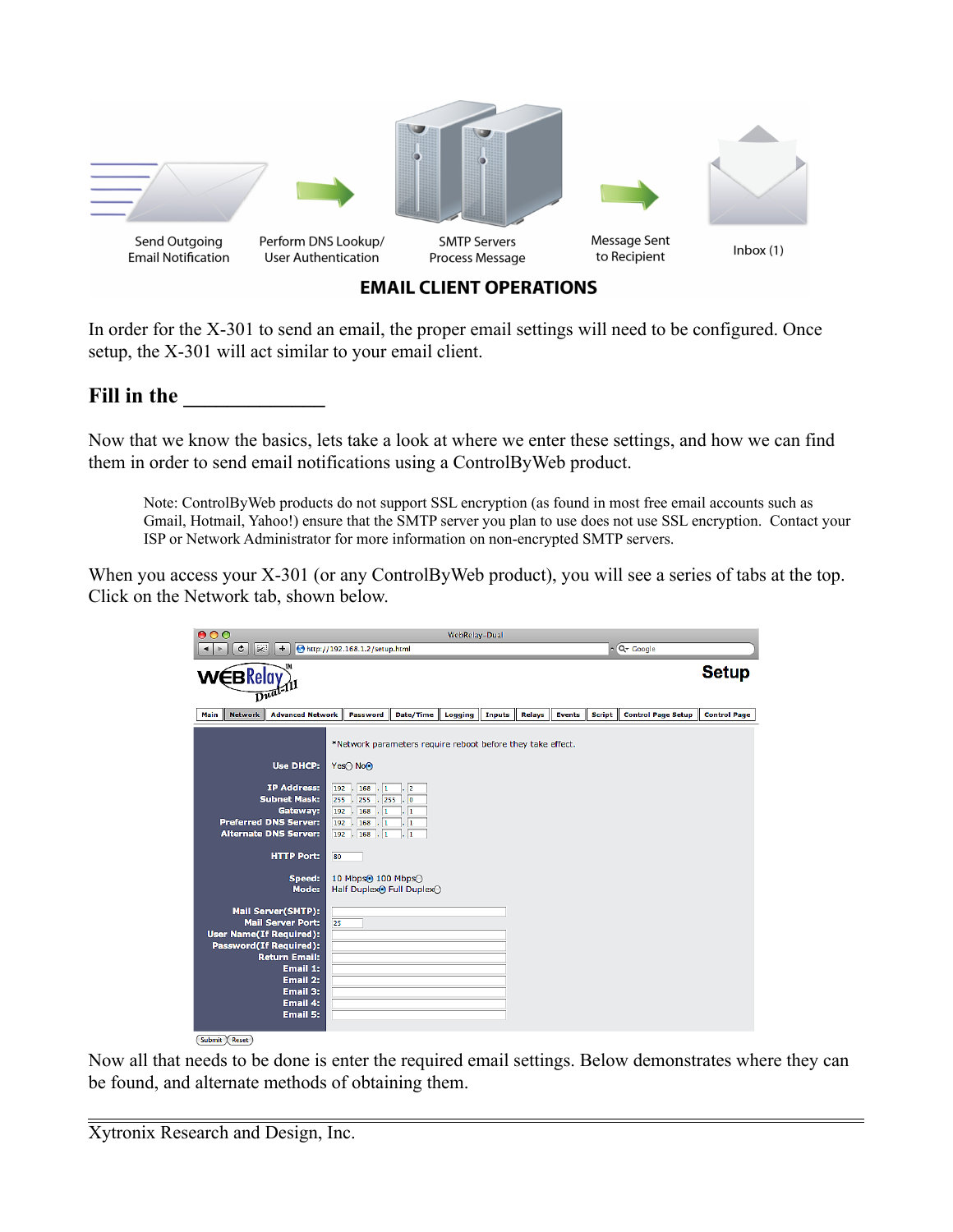Send Outgoing Email Notification → Perform DNS Lookup/ User Authentication → SMTP Servers Process Message → Message Sent to Recipient → Inbox (1)

**EMAIL CLIENT OPERATIONS**

In order for the X-301 to send an email, the proper email settings will need to be configured. Once setup, the X-301 will act similar to your email client.

## Fill in the _____________

Now that we know the basics, lets take a look at where we enter these settings, and how we can find them in order to send email notifications using a ControlByWeb product.

> Note: ControlByWeb products do not support SSL encryption (as found in most free email accounts such as Gmail, Hotmail, Yahoo!) ensure that the SMTP server you plan to use does not use SSL encryption. Contact your ISP or Network Administrator for more information on non-encrypted SMTP servers.

When you access your X-301 (or any ControlByWeb product), you will see a series of tabs at the top. Click on the Network tab, shown below.

Main | Network | Advanced Network | Password | Date/Time | Logging | Inputs | Relays | Events | Script | Control Page Setup | Control Page

*Network parameters require reboot before they take effect.

| | |
|---|---|
| Use DHCP: | Yes ○ No ● |
| IP Address: | 192 . 168 . 1 . 2 |
| Subnet Mask: | 255 . 255 . 255 . 0 |
| Gateway: | 192 . 168 . 1 . 1 |
| Preferred DNS Server: | 192 . 168 . 1 . 1 |
| Alternate DNS Server: | 192 . 168 . 1 . 1 |
| HTTP Port: | 80 |
| Speed: | 10 Mbps ● 100 Mbps ○ |
| Mode: | Half Duplex ● Full Duplex ○ |
| Mail Server(SMTP): | |
| Mail Server Port: | 25 |
| User Name(If Required): | |
| Password(If Required): | |
| Return Email: | |
| Email 1: | |
| Email 2: | |
| Email 3: | |
| Email 4: | |
| Email 5: | |

Submit | Reset

Now all that needs to be done is enter the required email settings. Below demonstrates where they can be found, and alternate methods of obtaining them.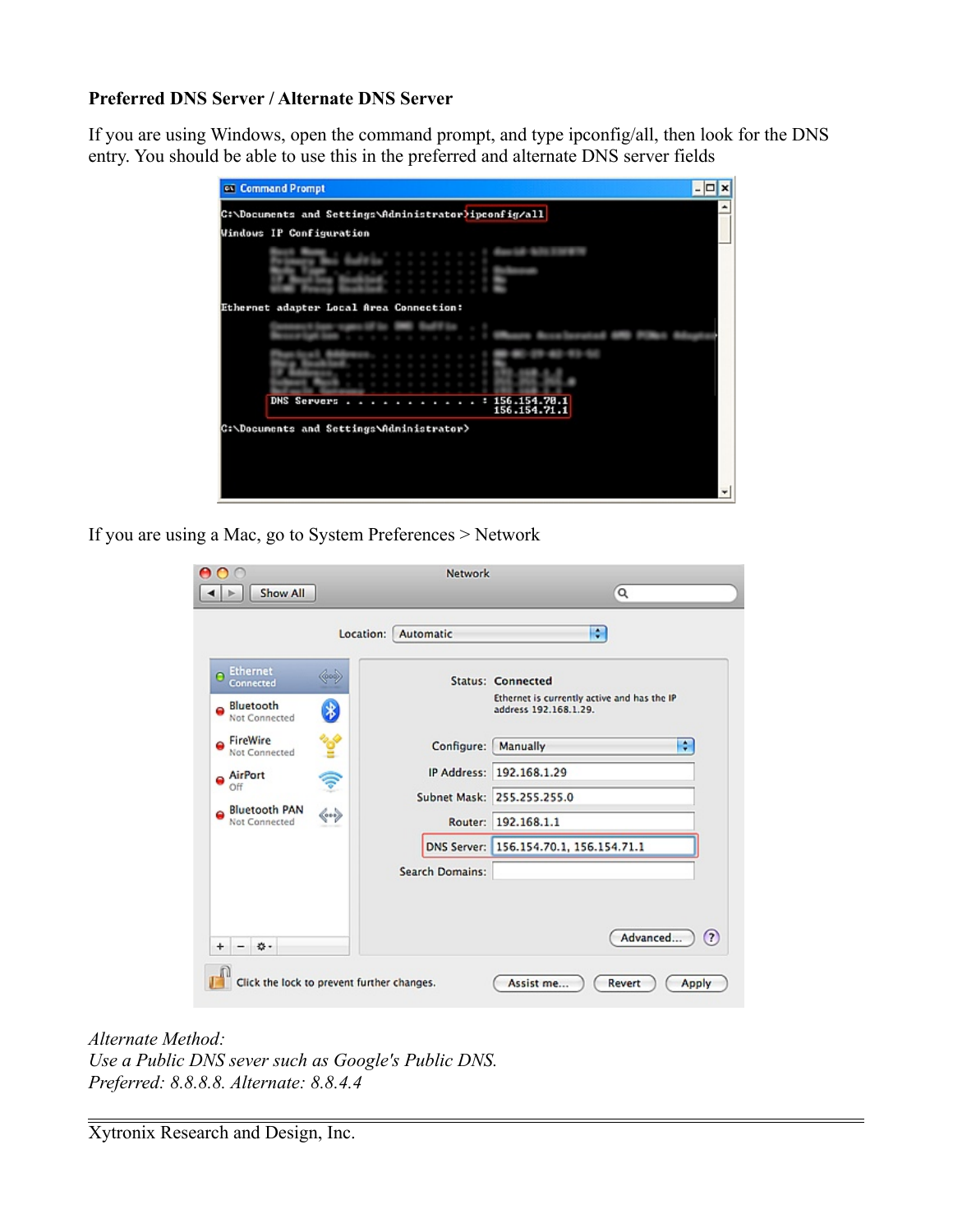**Preferred DNS Server / Alternate DNS Server**

If you are using Windows, open the command prompt, and type ipconfig/all, then look for the DNS entry. You should be able to use this in the preferred and alternate DNS server fields

If you are using a Mac, go to System Preferences > Network

*Alternate Method:*
*Use a Public DNS sever such as Google's Public DNS.*
*Preferred: 8.8.8.8. Alternate: 8.8.4.4*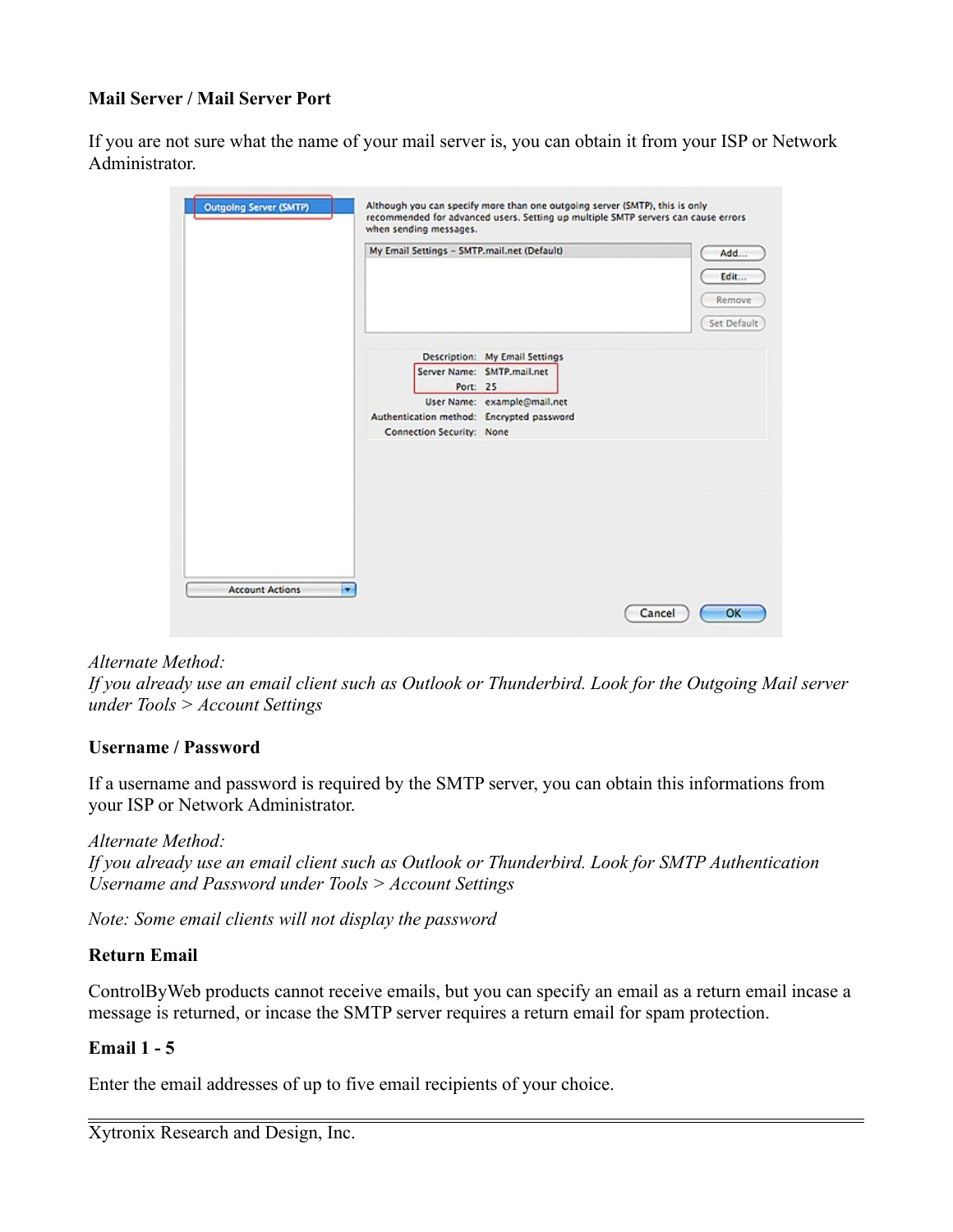**Mail Server / Mail Server Port**

If you are not sure what the name of your mail server is, you can obtain it from your ISP or Network Administrator.

*Alternate Method:*
*If you already use an email client such as Outlook or Thunderbird. Look for the Outgoing Mail server under Tools > Account Settings*

**Username / Password**

If a username and password is required by the SMTP server, you can obtain this informations from your ISP or Network Administrator.

*Alternate Method:*
*If you already use an email client such as Outlook or Thunderbird. Look for SMTP Authentication Username and Password under Tools > Account Settings*

*Note: Some email clients will not display the password*

**Return Email**

ControlByWeb products cannot receive emails, but you can specify an email as a return email incase a message is returned, or incase the SMTP server requires a return email for spam protection.

**Email 1 - 5**

Enter the email addresses of up to five email recipients of your choice.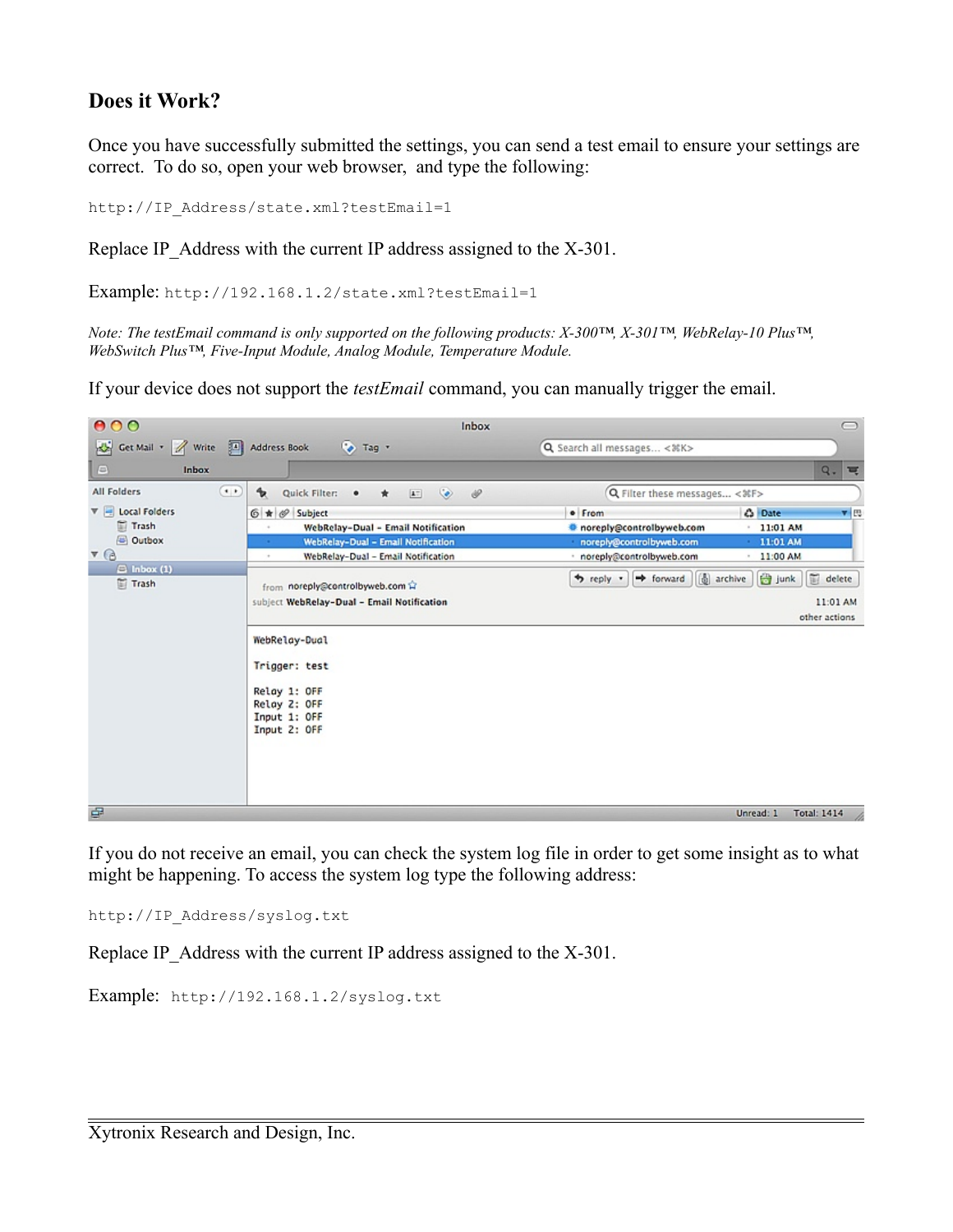## Does it Work?

Once you have successfully submitted the settings, you can send a test email to ensure your settings are correct. To do so, open your web browser, and type the following:

```
http://IP_Address/state.xml?testEmail=1
```

Replace IP_Address with the current IP address assigned to the X-301.

Example: `http://192.168.1.2/state.xml?testEmail=1`

*Note: The testEmail command is only supported on the following products: X-300™, X-301™, WebRelay-10 Plus™, WebSwitch Plus™, Five-Input Module, Analog Module, Temperature Module.*

If your device does not support the *testEmail* command, you can manually trigger the email.

If you do not receive an email, you can check the system log file in order to get some insight as to what might be happening. To access the system log type the following address:

```
http://IP_Address/syslog.txt
```

Replace IP_Address with the current IP address assigned to the X-301.

Example: `http://192.168.1.2/syslog.txt`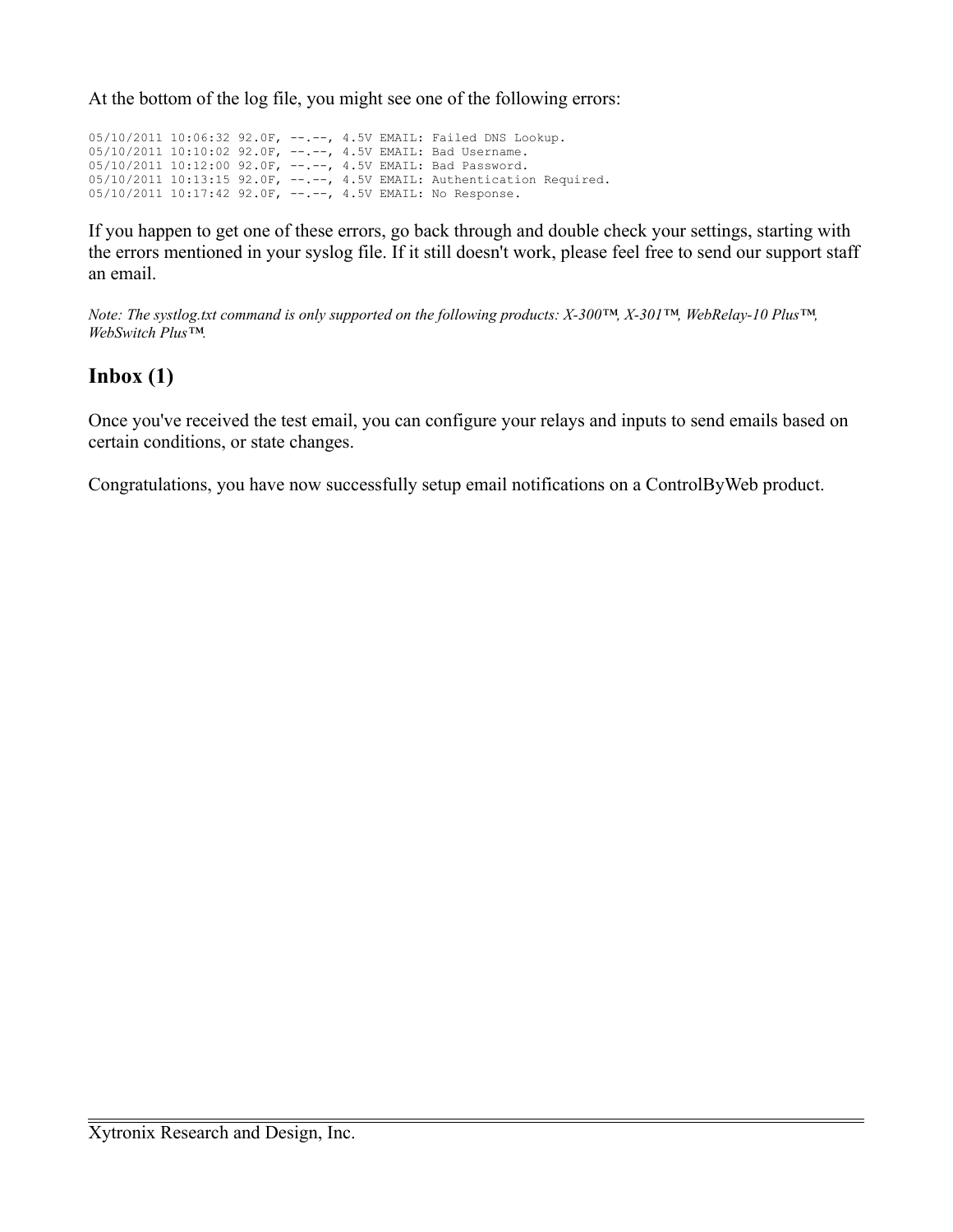At the bottom of the log file, you might see one of the following errors:

```
05/10/2011 10:06:32 92.0F, --.--, 4.5V EMAIL: Failed DNS Lookup.
05/10/2011 10:10:02 92.0F, --.--, 4.5V EMAIL: Bad Username.
05/10/2011 10:12:00 92.0F, --.--, 4.5V EMAIL: Bad Password.
05/10/2011 10:13:15 92.0F, --.--, 4.5V EMAIL: Authentication Required.
05/10/2011 10:17:42 92.0F, --.--, 4.5V EMAIL: No Response.
```

If you happen to get one of these errors, go back through and double check your settings, starting with the errors mentioned in your syslog file. If it still doesn't work, please feel free to send our support staff an email.

*Note: The systlog.txt command is only supported on the following products: X-300™, X-301™, WebRelay-10 Plus™, WebSwitch Plus™.*

## Inbox (1)

Once you've received the test email, you can configure your relays and inputs to send emails based on certain conditions, or state changes.

Congratulations, you have now successfully setup email notifications on a ControlByWeb product.